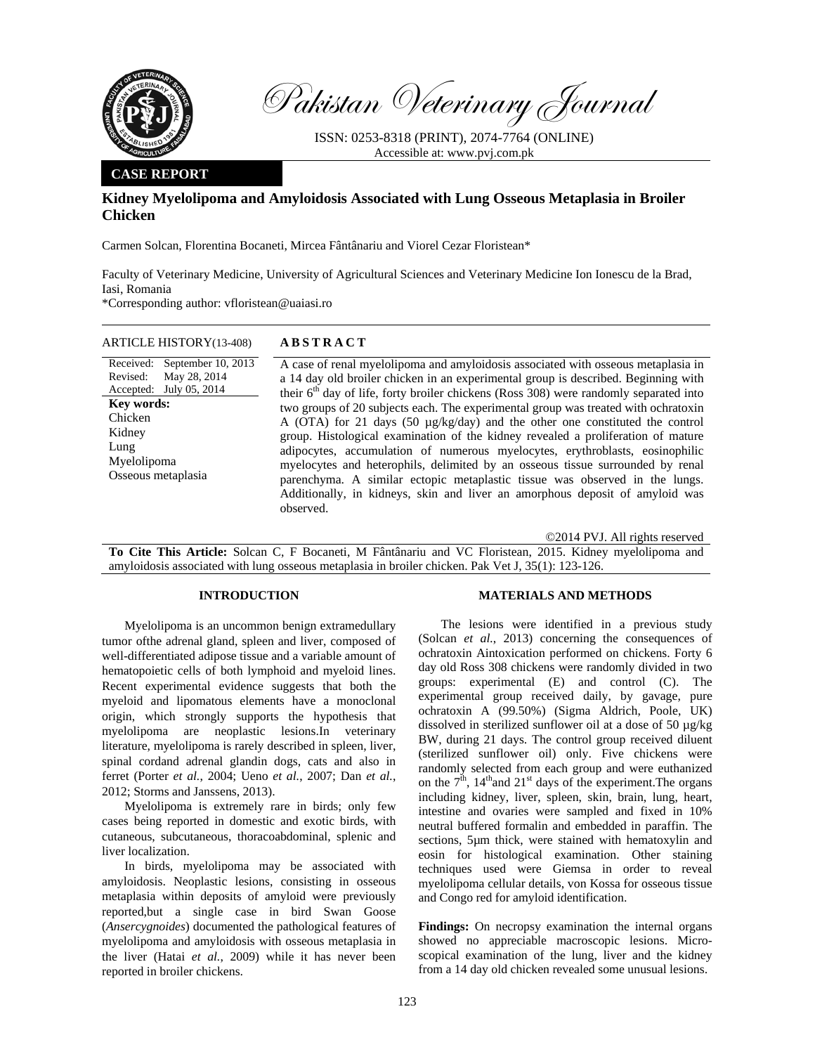Pakistan Veterinary Journal

ISSN: 0253-8318 (PRINT), 2074-7764 (ONLINE)
Accessible at: www.pvj.com.pk

**CASE REPORT**

# Kidney Myelolipoma and Amyloidosis Associated with Lung Osseous Metaplasia in Broiler Chicken

Carmen Solcan, Florentina Bocaneti, Mircea Fântânariu and Viorel Cezar Floristean*

Faculty of Veterinary Medicine, University of Agricultural Sciences and Veterinary Medicine Ion Ionescu de la Brad, Iasi, Romania
*Corresponding author: vfloristean@uaiasi.ro

ARTICLE HISTORY (13-408)

Received: September 10, 2013
Revised: May 28, 2014
Accepted: July 05, 2014

**Key words:**
Chicken
Kidney
Lung
Myelolipoma
Osseous metaplasia

## ABSTRACT

A case of renal myelolipoma and amyloidosis associated with osseous metaplasia in a 14 day old broiler chicken in an experimental group is described. Beginning with their 6th day of life, forty broiler chickens (Ross 308) were randomly separated into two groups of 20 subjects each. The experimental group was treated with ochratoxin A (OTA) for 21 days (50 µg/kg/day) and the other one constituted the control group. Histological examination of the kidney revealed a proliferation of mature adipocytes, accumulation of numerous myelocytes, erythroblasts, eosinophilic myelocytes and heterophils, delimited by an osseous tissue surrounded by renal parenchyma. A similar ectopic metaplastic tissue was observed in the lungs. Additionally, in kidneys, skin and liver an amorphous deposit of amyloid was observed.

©2014 PVJ. All rights reserved

**To Cite This Article:** Solcan C, F Bocaneti, M Fântânariu and VC Floristean, 2015. Kidney myelolipoma and amyloidosis associated with lung osseous metaplasia in broiler chicken. Pak Vet J, 35(1): 123-126.

## INTRODUCTION

Myelolipoma is an uncommon benign extramedullary tumor ofthe adrenal gland, spleen and liver, composed of well-differentiated adipose tissue and a variable amount of hematopoietic cells of both lymphoid and myeloid lines. Recent experimental evidence suggests that both the myeloid and lipomatous elements have a monoclonal origin, which strongly supports the hypothesis that myelolipoma are neoplastic lesions.In veterinary literature, myelolipoma is rarely described in spleen, liver, spinal cordand adrenal glandin dogs, cats and also in ferret (Porter *et al.*, 2004; Ueno *et al.*, 2007; Dan *et al.*, 2012; Storms and Janssens, 2013).

Myelolipoma is extremely rare in birds; only few cases being reported in domestic and exotic birds, with cutaneous, subcutaneous, thoracoabdominal, splenic and liver localization.

In birds, myelolipoma may be associated with amyloidosis. Neoplastic lesions, consisting in osseous metaplasia within deposits of amyloid were previously reported,but a single case in bird Swan Goose (*Ansercygnoides*) documented the pathological features of myelolipoma and amyloidosis with osseous metaplasia in the liver (Hatai *et al.*, 2009) while it has never been reported in broiler chickens.

## MATERIALS AND METHODS

The lesions were identified in a previous study (Solcan *et al.*, 2013) concerning the consequences of ochratoxin Aintoxication performed on chickens. Forty 6 day old Ross 308 chickens were randomly divided in two groups: experimental (E) and control (C). The experimental group received daily, by gavage, pure ochratoxin A (99.50%) (Sigma Aldrich, Poole, UK) dissolved in sterilized sunflower oil at a dose of 50 µg/kg BW, during 21 days. The control group received diluent (sterilized sunflower oil) only. Five chickens were randomly selected from each group and were euthanized on the 7th, 14thand 21st days of the experiment.The organs including kidney, liver, spleen, skin, brain, lung, heart, intestine and ovaries were sampled and fixed in 10% neutral buffered formalin and embedded in paraffin. The sections, 5µm thick, were stained with hematoxylin and eosin for histological examination. Other staining techniques used were Giemsa in order to reveal myelolipoma cellular details, von Kossa for osseous tissue and Congo red for amyloid identification.

**Findings:** On necropsy examination the internal organs showed no appreciable macroscopic lesions. Microscopical examination of the lung, liver and the kidney from a 14 day old chicken revealed some unusual lesions.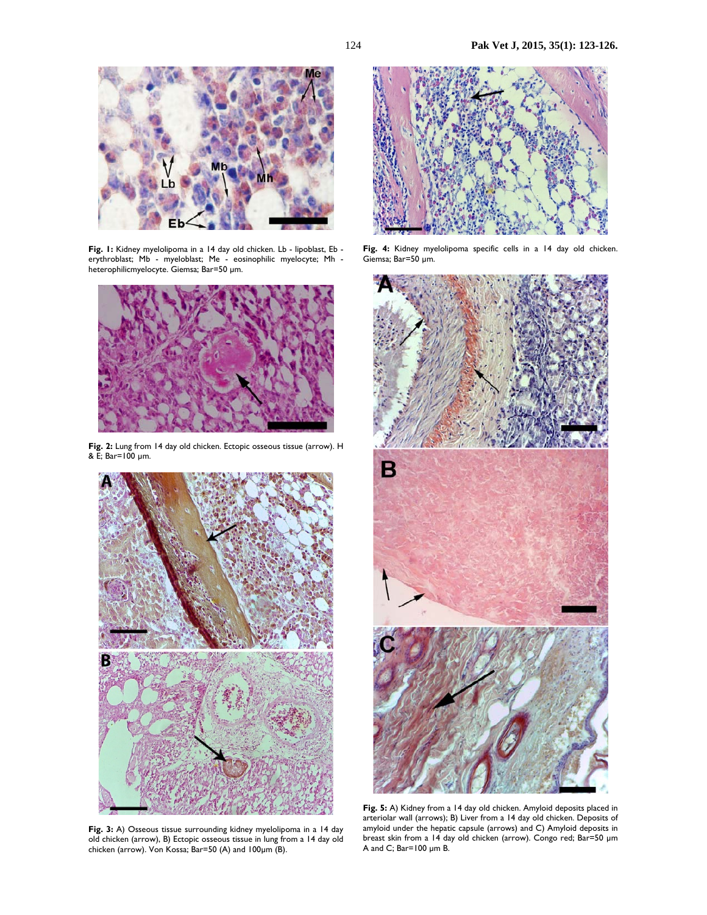**Fig. 1:** Kidney myelolipoma in a 14 day old chicken. Lb - lipoblast, Eb - erythroblast; Mb - myeloblast; Me - eosinophilic myelocyte; Mh - heterophilicmyelocyte. Giemsa; Bar=50 µm.

**Fig. 2:** Lung from 14 day old chicken. Ectopic osseous tissue (arrow). H & E; Bar=100 µm.

**Fig. 3:** A) Osseous tissue surrounding kidney myelolipoma in a 14 day old chicken (arrow), B) Ectopic osseous tissue in lung from a 14 day old chicken (arrow). Von Kossa; Bar=50 (A) and 100µm (B).

**Fig. 4:** Kidney myelolipoma specific cells in a 14 day old chicken. Giemsa; Bar=50 µm.

**Fig. 5:** A) Kidney from a 14 day old chicken. Amyloid deposits placed in arteriolar wall (arrows); B) Liver from a 14 day old chicken. Deposits of amyloid under the hepatic capsule (arrows) and C) Amyloid deposits in breast skin from a 14 day old chicken (arrow). Congo red; Bar=50 µm A and C; Bar=100 µm B.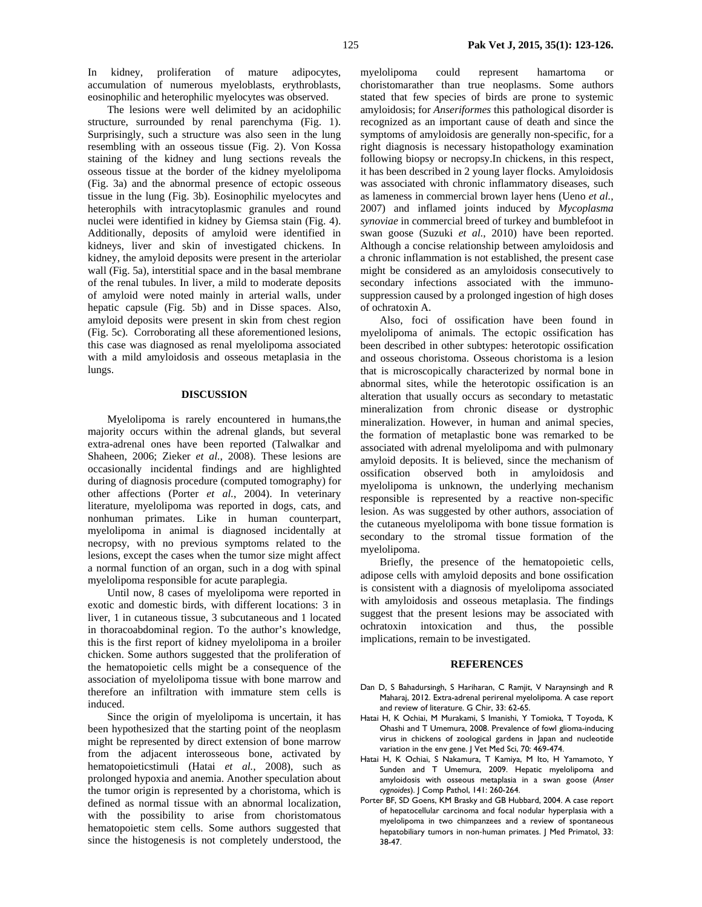In kidney, proliferation of mature adipocytes, accumulation of numerous myeloblasts, erythroblasts, eosinophilic and heterophilic myelocytes was observed.

The lesions were well delimited by an acidophilic structure, surrounded by renal parenchyma (Fig. 1). Surprisingly, such a structure was also seen in the lung resembling with an osseous tissue (Fig. 2). Von Kossa staining of the kidney and lung sections reveals the osseous tissue at the border of the kidney myelolipoma (Fig. 3a) and the abnormal presence of ectopic osseous tissue in the lung (Fig. 3b). Eosinophilic myelocytes and heterophils with intracytoplasmic granules and round nuclei were identified in kidney by Giemsa stain (Fig. 4). Additionally, deposits of amyloid were identified in kidneys, liver and skin of investigated chickens. In kidney, the amyloid deposits were present in the arteriolar wall (Fig. 5a), interstitial space and in the basal membrane of the renal tubules. In liver, a mild to moderate deposits of amyloid were noted mainly in arterial walls, under hepatic capsule (Fig. 5b) and in Disse spaces. Also, amyloid deposits were present in skin from chest region (Fig. 5c). Corroborating all these aforementioned lesions, this case was diagnosed as renal myelolipoma associated with a mild amyloidosis and osseous metaplasia in the lungs.

## DISCUSSION

Myelolipoma is rarely encountered in humans,the majority occurs within the adrenal glands, but several extra-adrenal ones have been reported (Talwalkar and Shaheen, 2006; Zieker *et al.*, 2008). These lesions are occasionally incidental findings and are highlighted during of diagnosis procedure (computed tomography) for other affections (Porter *et al.*, 2004). In veterinary literature, myelolipoma was reported in dogs, cats, and nonhuman primates. Like in human counterpart, myelolipoma in animal is diagnosed incidentally at necropsy, with no previous symptoms related to the lesions, except the cases when the tumor size might affect a normal function of an organ, such in a dog with spinal myelolipoma responsible for acute paraplegia.

Until now, 8 cases of myelolipoma were reported in exotic and domestic birds, with different locations: 3 in liver, 1 in cutaneous tissue, 3 subcutaneous and 1 located in thoracoabdominal region. To the author's knowledge, this is the first report of kidney myelolipoma in a broiler chicken. Some authors suggested that the proliferation of the hematopoietic cells might be a consequence of the association of myelolipoma tissue with bone marrow and therefore an infiltration with immature stem cells is induced.

Since the origin of myelolipoma is uncertain, it has been hypothesized that the starting point of the neoplasm might be represented by direct extension of bone marrow from the adjacent interosseous bone, activated by hematopoieticstimuli (Hatai *et al.*, 2008), such as prolonged hypoxia and anemia. Another speculation about the tumor origin is represented by a choristoma, which is defined as normal tissue with an abnormal localization, with the possibility to arise from choristomatous hematopoietic stem cells. Some authors suggested that since the histogenesis is not completely understood, the myelolipoma could represent hamartoma or choristomarather than true neoplasms. Some authors stated that few species of birds are prone to systemic amyloidosis; for *Anseriformes* this pathological disorder is recognized as an important cause of death and since the symptoms of amyloidosis are generally non-specific, for a right diagnosis is necessary histopathology examination following biopsy or necropsy.In chickens, in this respect, it has been described in 2 young layer flocks. Amyloidosis was associated with chronic inflammatory diseases, such as lameness in commercial brown layer hens (Ueno *et al.*, 2007) and inflamed joints induced by *Mycoplasma synoviae* in commercial breed of turkey and bumblefoot in swan goose (Suzuki *et al.*, 2010) have been reported. Although a concise relationship between amyloidosis and a chronic inflammation is not established, the present case might be considered as an amyloidosis consecutively to secondary infections associated with the immuno-suppression caused by a prolonged ingestion of high doses of ochratoxin A.

Also, foci of ossification have been found in myelolipoma of animals. The ectopic ossification has been described in other subtypes: heterotopic ossification and osseous choristoma. Osseous choristoma is a lesion that is microscopically characterized by normal bone in abnormal sites, while the heterotopic ossification is an alteration that usually occurs as secondary to metastatic mineralization from chronic disease or dystrophic mineralization. However, in human and animal species, the formation of metaplastic bone was remarked to be associated with adrenal myelolipoma and with pulmonary amyloid deposits. It is believed, since the mechanism of ossification observed both in amyloidosis and myelolipoma is unknown, the underlying mechanism responsible is represented by a reactive non-specific lesion. As was suggested by other authors, association of the cutaneous myelolipoma with bone tissue formation is secondary to the stromal tissue formation of the myelolipoma.

Briefly, the presence of the hematopoietic cells, adipose cells with amyloid deposits and bone ossification is consistent with a diagnosis of myelolipoma associated with amyloidosis and osseous metaplasia. The findings suggest that the present lesions may be associated with ochratoxin intoxication and thus, the possible implications, remain to be investigated.

## REFERENCES

Dan D, S Bahadursingh, S Hariharan, C Ramjit, V Naraynsingh and R Maharaj, 2012. Extra-adrenal perirenal myelolipoma. A case report and review of literature. G Chir, 33: 62-65.

Hatai H, K Ochiai, M Murakami, S Imanishi, Y Tomioka, T Toyoda, K Ohashi and T Umemura, 2008. Prevalence of fowl glioma-inducing virus in chickens of zoological gardens in Japan and nucleotide variation in the env gene. J Vet Med Sci, 70: 469-474.

Hatai H, K Ochiai, S Nakamura, T Kamiya, M Ito, H Yamamoto, Y Sunden and T Umemura, 2009. Hepatic myelolipoma and amyloidosis with osseous metaplasia in a swan goose (*Anser cygnoides*). J Comp Pathol, 141: 260-264.

Porter BF, SD Goens, KM Brasky and GB Hubbard, 2004. A case report of hepatocellular carcinoma and focal nodular hyperplasia with a myelolipoma in two chimpanzees and a review of spontaneous hepatobiliary tumors in non-human primates. J Med Primatol, 33: 38-47.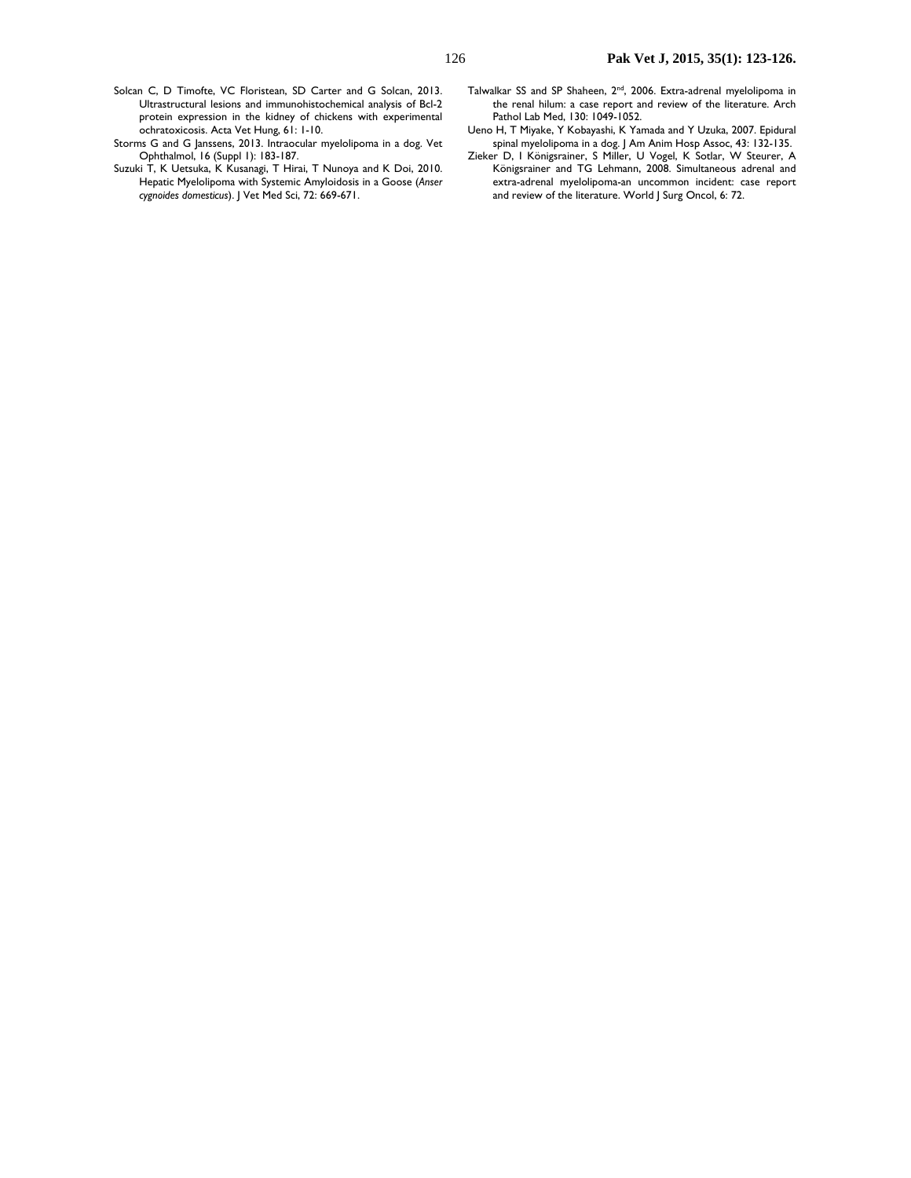Solcan C, D Timofte, VC Floristean, SD Carter and G Solcan, 2013. Ultrastructural lesions and immunohistochemical analysis of Bcl-2 protein expression in the kidney of chickens with experimental ochratoxicosis. Acta Vet Hung, 61: 1-10.

Storms G and G Janssens, 2013. Intraocular myelolipoma in a dog. Vet Ophthalmol, 16 (Suppl 1): 183-187.

Suzuki T, K Uetsuka, K Kusanagi, T Hirai, T Nunoya and K Doi, 2010. Hepatic Myelolipoma with Systemic Amyloidosis in a Goose (*Anser cygnoides domesticus*). J Vet Med Sci, 72: 669-671.

Talwalkar SS and SP Shaheen, 2nd, 2006. Extra-adrenal myelolipoma in the renal hilum: a case report and review of the literature. Arch Pathol Lab Med, 130: 1049-1052.

Ueno H, T Miyake, Y Kobayashi, K Yamada and Y Uzuka, 2007. Epidural spinal myelolipoma in a dog. J Am Anim Hosp Assoc, 43: 132-135.

Zieker D, I Königsrainer, S Miller, U Vogel, K Sotlar, W Steurer, A Königsrainer and TG Lehmann, 2008. Simultaneous adrenal and extra-adrenal myelolipoma-an uncommon incident: case report and review of the literature. World J Surg Oncol, 6: 72.